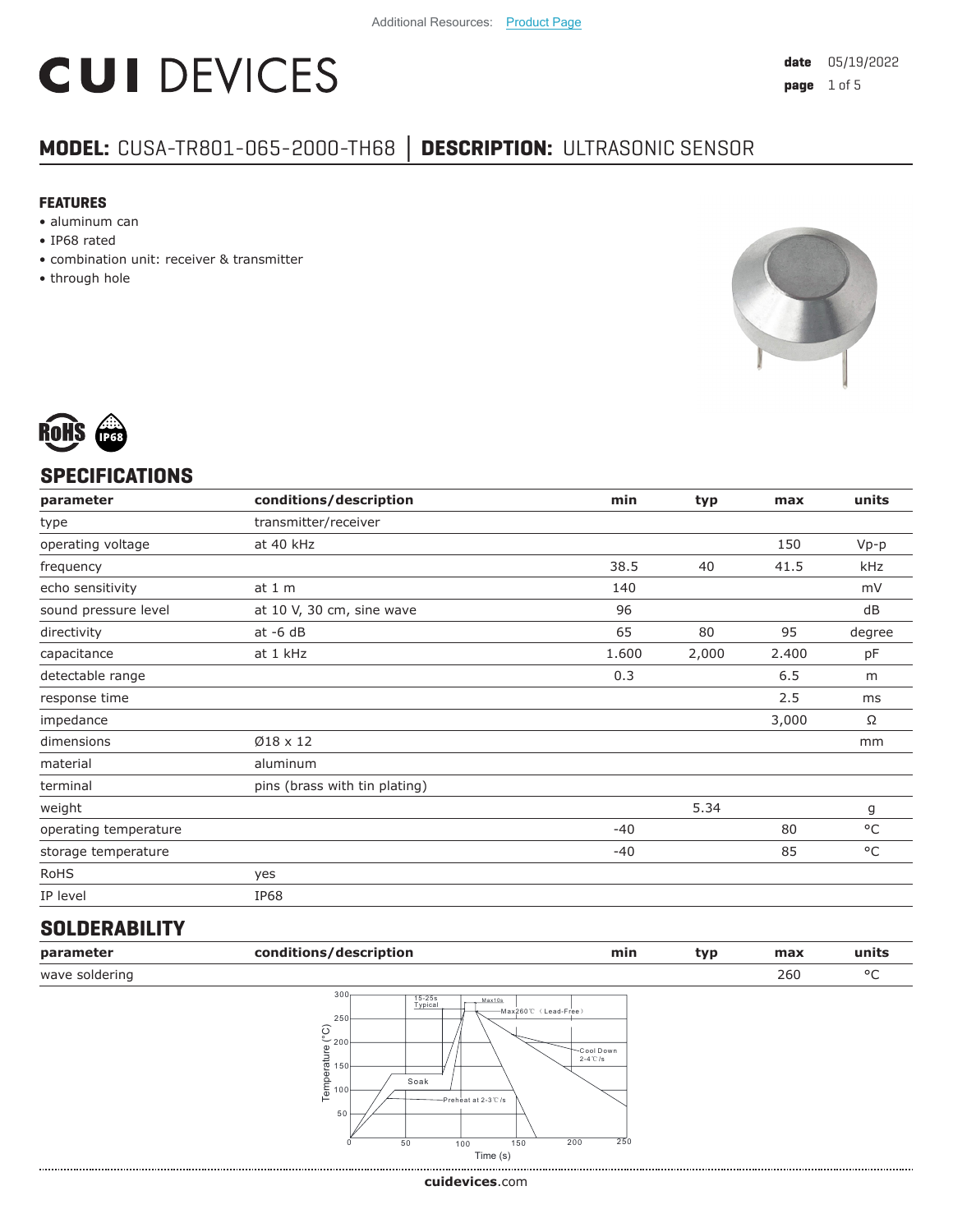Additional Resources: Product Page

# CUI DEVICES

**date** 05/19/2022

## MODEL: CUSA-TR801-065-2000-TH68 | DESCRIPTION: ULTRASONIC SENSOR

### FEATURES

- aluminum can
- IP68 rated
- combination unit: receiver & transmitter
- through hole

## SPECIFICATIONS

| parameter | conditions/description | min | typ | max | units |
|---|---|---|---|---|---|
| type | transmitter/receiver | | | | |
| operating voltage | at 40 kHz | | | 150 | Vp-p |
| frequency | | 38.5 | 40 | 41.5 | kHz |
| echo sensitivity | at 1 m | 140 | | | mV |
| sound pressure level | at 10 V, 30 cm, sine wave | 96 | | | dB |
| directivity | at -6 dB | 65 | 80 | 95 | degree |
| capacitance | at 1 kHz | 1.600 | 2,000 | 2.400 | pF |
| detectable range | | 0.3 | | 6.5 | m |
| response time | | | | 2.5 | ms |
| impedance | | | | 3,000 | Ω |
| dimensions | Ø18 x 12 | | | | mm |
| material | aluminum | | | | |
| terminal | pins (brass with tin plating) | | | | |
| weight | | | 5.34 | | g |
| operating temperature | | -40 | | 80 | °C |
| storage temperature | | -40 | | 85 | °C |
| RoHS | yes | | | | |
| IP level | IP68 | | | | |

## SOLDERABILITY

| parameter | conditions/description | min | typ | max | units |
|---|---|---|---|---|---|
| wave soldering | | | | 260 | °C |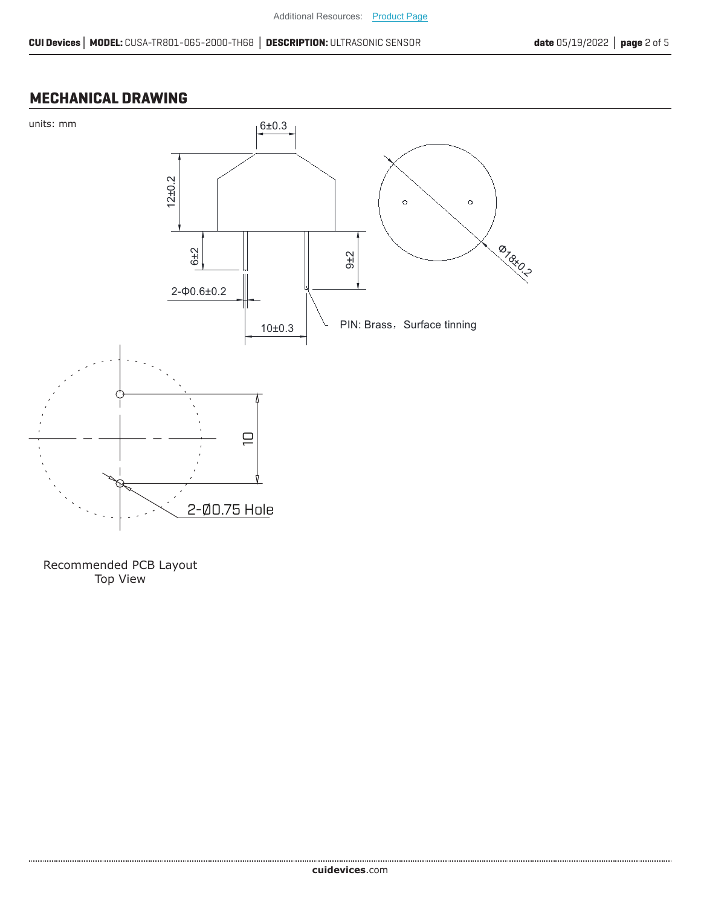## MECHANICAL DRAWING

units: mm

6±0.3

12±0.2

Φ18±0.2

6±2

9±2

2-Φ0.6±0.2

10±0.3

PIN: Brass，Surface tinning

10

2-Ø0.75 Hole

Recommended PCB Layout
Top View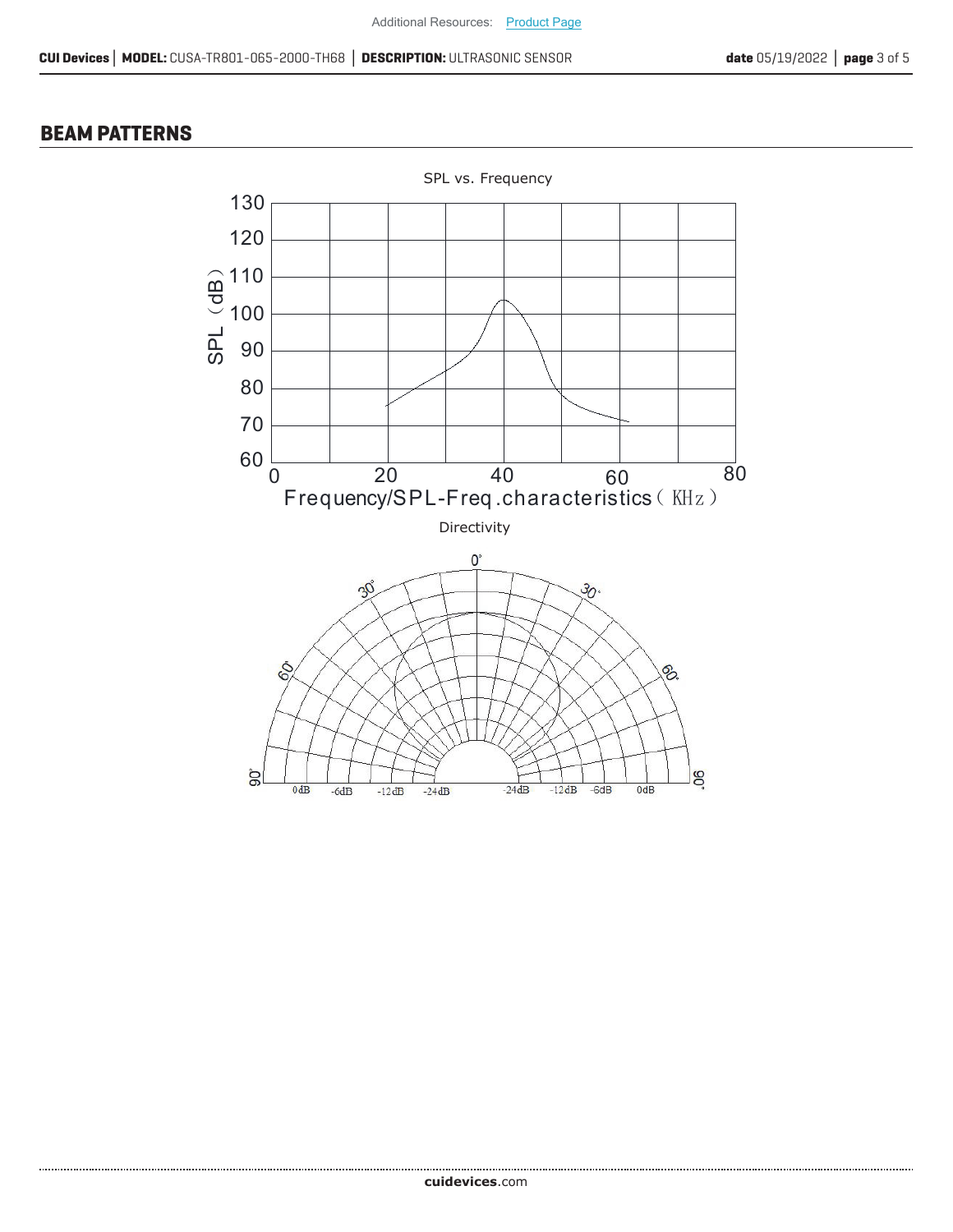## BEAM PATTERNS

SPL vs. Frequency

Directivity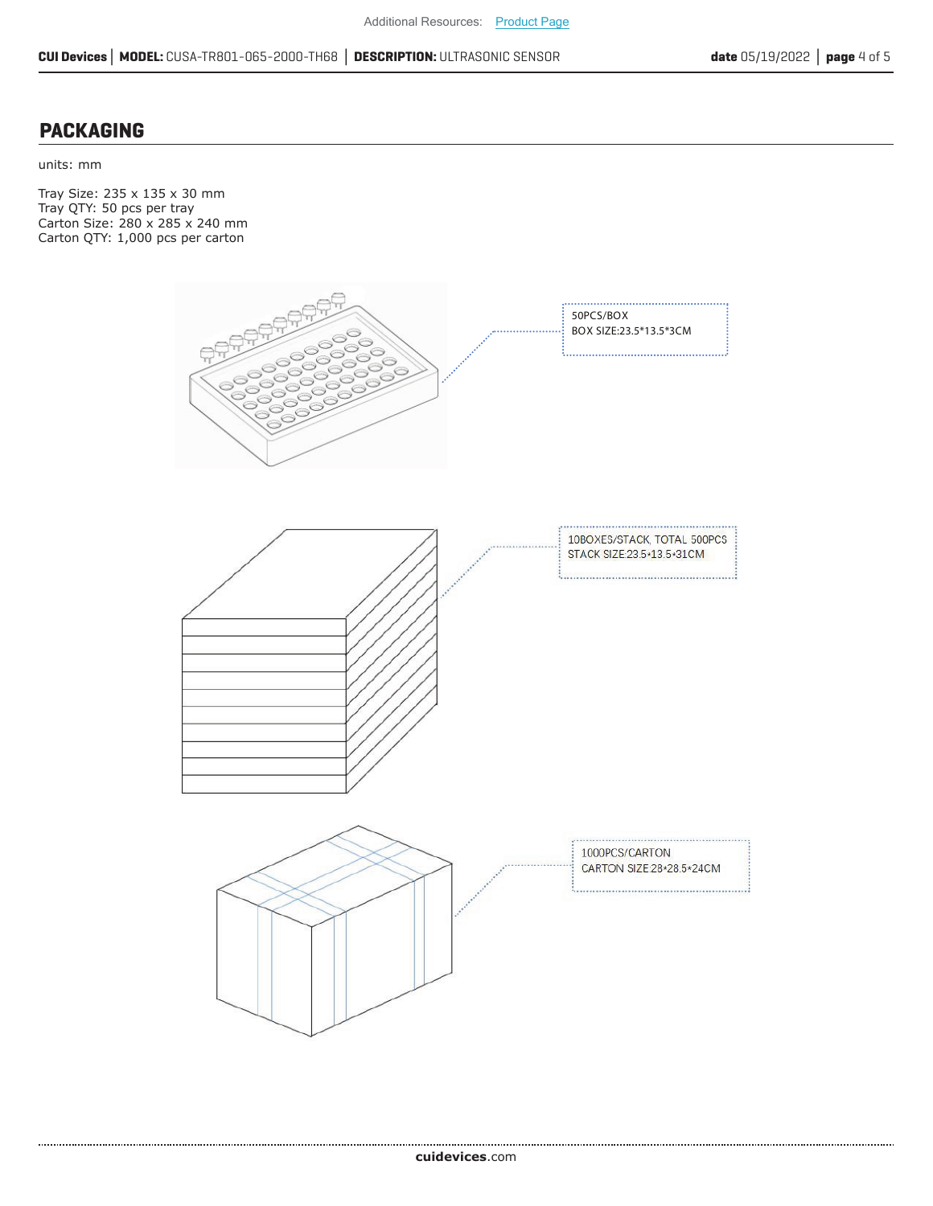## PACKAGING

units: mm

Tray Size: 235 x 135 x 30 mm
Tray QTY: 50 pcs per tray
Carton Size: 280 x 285 x 240 mm
Carton QTY: 1,000 pcs per carton

50PCS/BOX
BOX SIZE:23.5*13.5*3CM

10BOXES/STACK, TOTAL 500PCS
STACK SIZE:23.5*13.5*31CM

1000PCS/CARTON
CARTON SIZE:28*28.5*24CM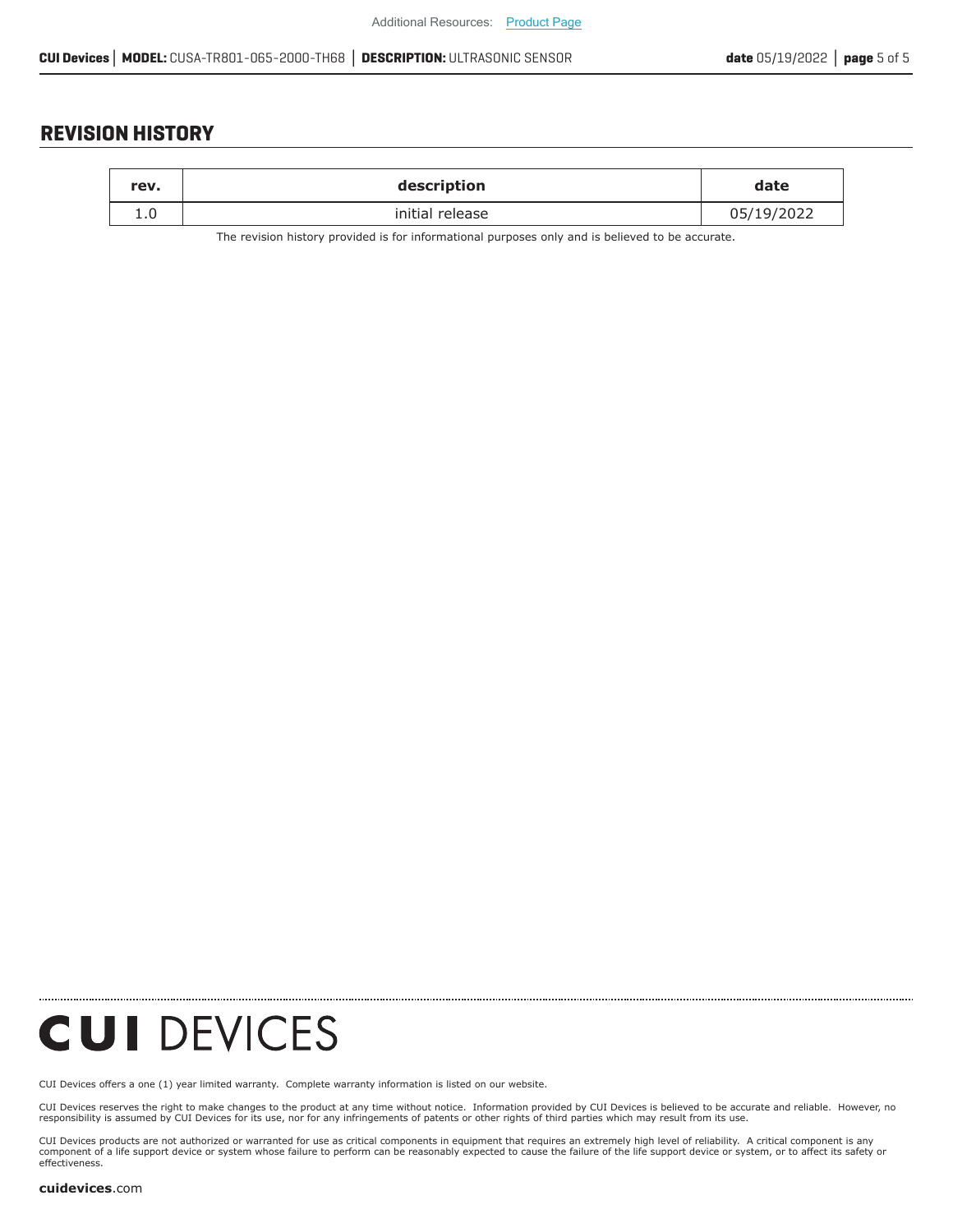## REVISION HISTORY

| rev. | description | date |
|---|---|---|
| 1.0 | initial release | 05/19/2022 |

The revision history provided is for informational purposes only and is believed to be accurate.

**CUI** DEVICES

CUI Devices offers a one (1) year limited warranty. Complete warranty information is listed on our website.

CUI Devices reserves the right to make changes to the product at any time without notice. Information provided by CUI Devices is believed to be accurate and reliable. However, no responsibility is assumed by CUI Devices for its use, nor for any infringements of patents or other rights of third parties which may result from its use.

CUI Devices products are not authorized or warranted for use as critical components in equipment that requires an extremely high level of reliability. A critical component is any component of a life support device or system whose failure to perform can be reasonably expected to cause the failure of the life support device or system, or to affect its safety or effectiveness.

**cuidevices**.com